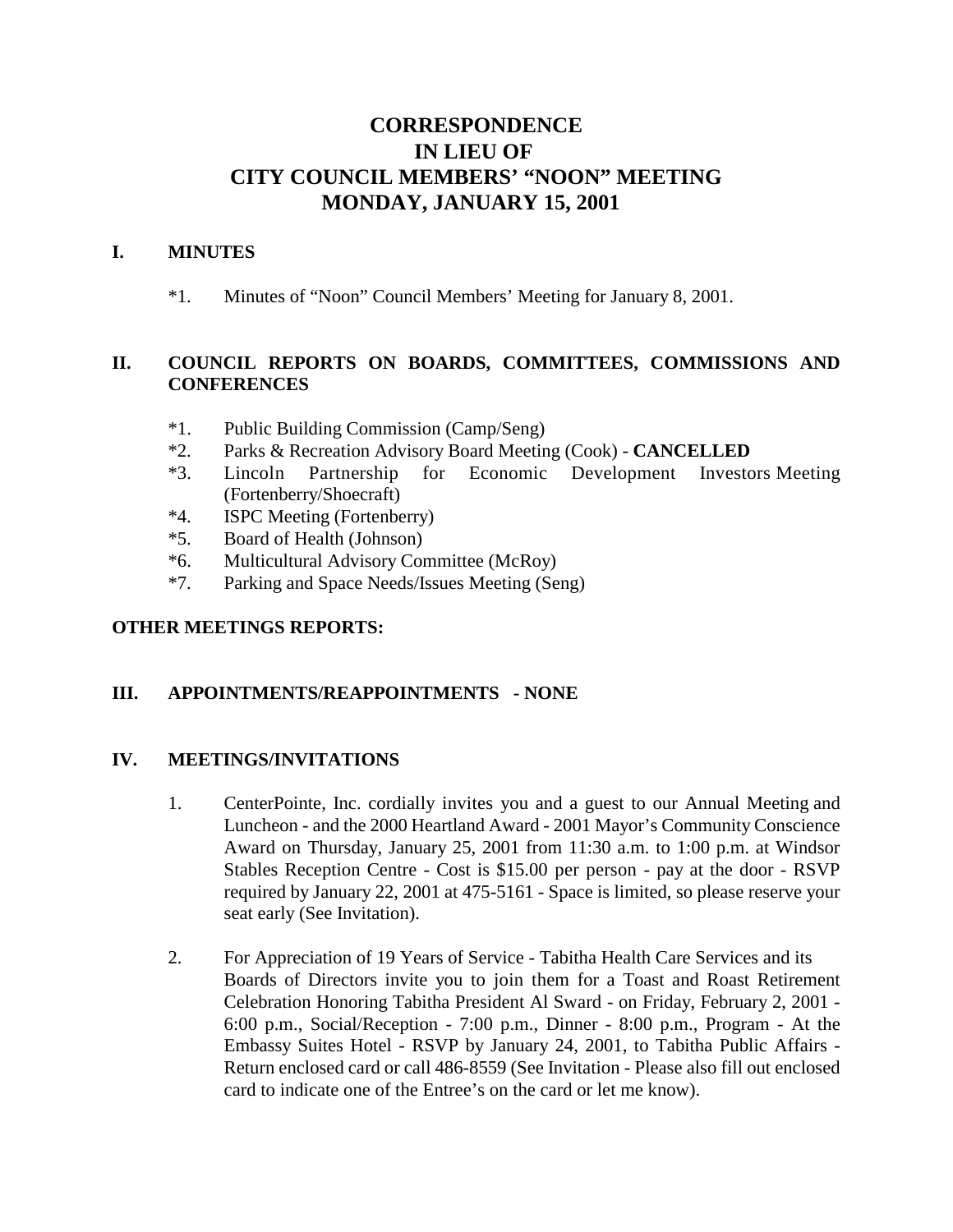# CORRESPONDENCE
# IN LIEU OF
# CITY COUNCIL MEMBERS' "NOON" MEETING
# MONDAY, JANUARY 15, 2001

## I. MINUTES

*1. Minutes of "Noon" Council Members' Meeting for January 8, 2001.

## II. COUNCIL REPORTS ON BOARDS, COMMITTEES, COMMISSIONS AND CONFERENCES

*1. Public Building Commission (Camp/Seng)
*2. Parks & Recreation Advisory Board Meeting (Cook) - **CANCELLED**
*3. Lincoln Partnership for Economic Development Investors Meeting (Fortenberry/Shoecraft)
*4. ISPC Meeting (Fortenberry)
*5. Board of Health (Johnson)
*6. Multicultural Advisory Committee (McRoy)
*7. Parking and Space Needs/Issues Meeting (Seng)

**OTHER MEETINGS REPORTS:**

## III. APPOINTMENTS/REAPPOINTMENTS - NONE

## IV. MEETINGS/INVITATIONS

1. CenterPointe, Inc. cordially invites you and a guest to our Annual Meeting and Luncheon - and the 2000 Heartland Award - 2001 Mayor's Community Conscience Award on Thursday, January 25, 2001 from 11:30 a.m. to 1:00 p.m. at Windsor Stables Reception Centre - Cost is $15.00 per person - pay at the door - RSVP required by January 22, 2001 at 475-5161 - Space is limited, so please reserve your seat early (See Invitation).

2. For Appreciation of 19 Years of Service - Tabitha Health Care Services and its Boards of Directors invite you to join them for a Toast and Roast Retirement Celebration Honoring Tabitha President Al Sward - on Friday, February 2, 2001 - 6:00 p.m., Social/Reception - 7:00 p.m., Dinner - 8:00 p.m., Program - At the Embassy Suites Hotel - RSVP by January 24, 2001, to Tabitha Public Affairs - Return enclosed card or call 486-8559 (See Invitation - Please also fill out enclosed card to indicate one of the Entree's on the card or let me know).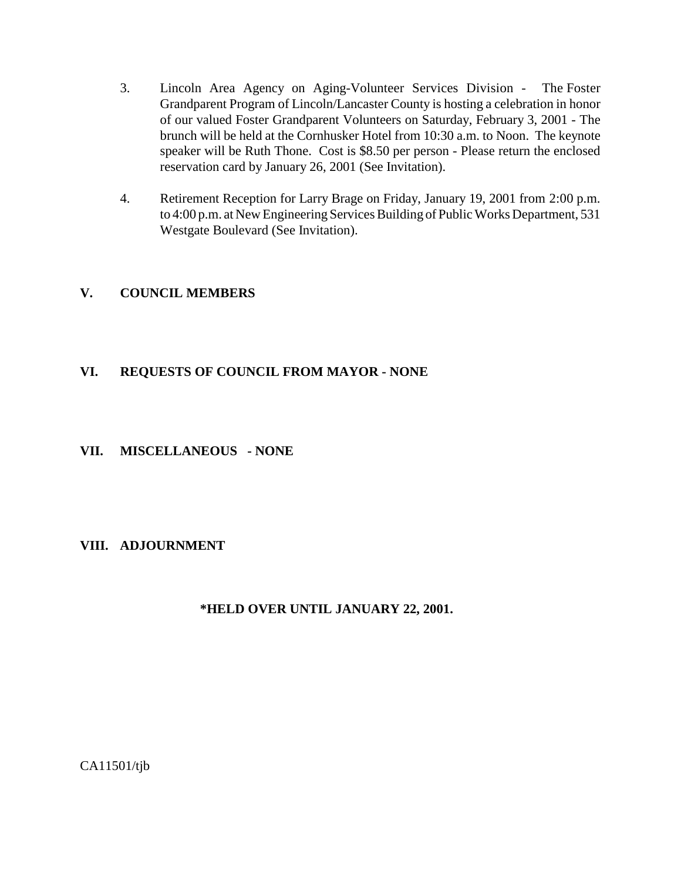3. Lincoln Area Agency on Aging-Volunteer Services Division - The Foster Grandparent Program of Lincoln/Lancaster County is hosting a celebration in honor of our valued Foster Grandparent Volunteers on Saturday, February 3, 2001 - The brunch will be held at the Cornhusker Hotel from 10:30 a.m. to Noon. The keynote speaker will be Ruth Thone. Cost is $8.50 per person - Please return the enclosed reservation card by January 26, 2001 (See Invitation).

4. Retirement Reception for Larry Brage on Friday, January 19, 2001 from 2:00 p.m. to 4:00 p.m. at New Engineering Services Building of Public Works Department, 531 Westgate Boulevard (See Invitation).

## V. COUNCIL MEMBERS

## VI. REQUESTS OF COUNCIL FROM MAYOR - NONE

## VII. MISCELLANEOUS - NONE

## VIII. ADJOURNMENT

**\*HELD OVER UNTIL JANUARY 22, 2001.**

CA11501/tjb